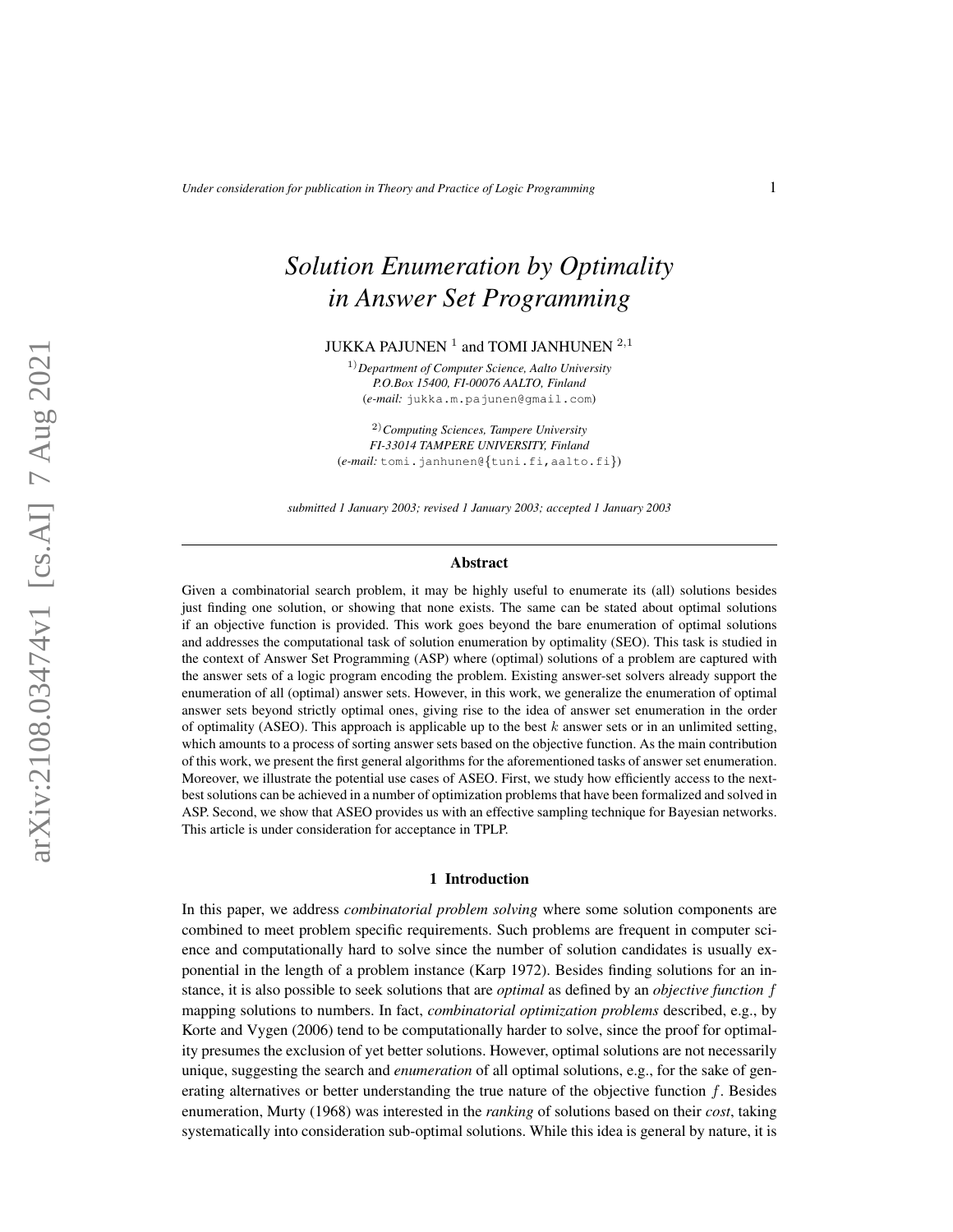# Solution Enumeration by Optimality in Answer Set Programming

JUKKA PAJUNEN [1] and TOMI JANHUNEN [2,1]

[1] *Department of Computer Science, Aalto University*
*P.O.Box 15400, FI-00076 AALTO, Finland*
(*e-mail:* jukka.m.pajunen@gmail.com)

[2] *Computing Sciences, Tampere University*
*FI-33014 TAMPERE UNIVERSITY, Finland*
(*e-mail:* tomi.janhunen@{tuni.fi,aalto.fi})

*submitted 1 January 2003; revised 1 January 2003; accepted 1 January 2003*

## Abstract

Given a combinatorial search problem, it may be highly useful to enumerate its (all) solutions besides just finding one solution, or showing that none exists. The same can be stated about optimal solutions if an objective function is provided. This work goes beyond the bare enumeration of optimal solutions and addresses the computational task of solution enumeration by optimality (SEO). This task is studied in the context of Answer Set Programming (ASP) where (optimal) solutions of a problem are captured with the answer sets of a logic program encoding the problem. Existing answer-set solvers already support the enumeration of all (optimal) answer sets. However, in this work, we generalize the enumeration of optimal answer sets beyond strictly optimal ones, giving rise to the idea of answer set enumeration in the order of optimality (ASEO). This approach is applicable up to the best $k$ answer sets or in an unlimited setting, which amounts to a process of sorting answer sets based on the objective function. As the main contribution of this work, we present the first general algorithms for the aforementioned tasks of answer set enumeration. Moreover, we illustrate the potential use cases of ASEO. First, we study how efficiently access to the next-best solutions can be achieved in a number of optimization problems that have been formalized and solved in ASP. Second, we show that ASEO provides us with an effective sampling technique for Bayesian networks. This article is under consideration for acceptance in TPLP.

## 1 Introduction

In this paper, we address *combinatorial problem solving* where some solution components are combined to meet problem specific requirements. Such problems are frequent in computer science and computationally hard to solve since the number of solution candidates is usually exponential in the length of a problem instance (Karp 1972). Besides finding solutions for an instance, it is also possible to seek solutions that are *optimal* as defined by an *objective function* $f$ mapping solutions to numbers. In fact, *combinatorial optimization problems* described, e.g., by Korte and Vygen (2006) tend to be computationally harder to solve, since the proof for optimality presumes the exclusion of yet better solutions. However, optimal solutions are not necessarily unique, suggesting the search and *enumeration* of all optimal solutions, e.g., for the sake of generating alternatives or better understanding the true nature of the objective function $f$. Besides enumeration, Murty (1968) was interested in the *ranking* of solutions based on their *cost*, taking systematically into consideration sub-optimal solutions. While this idea is general by nature, it is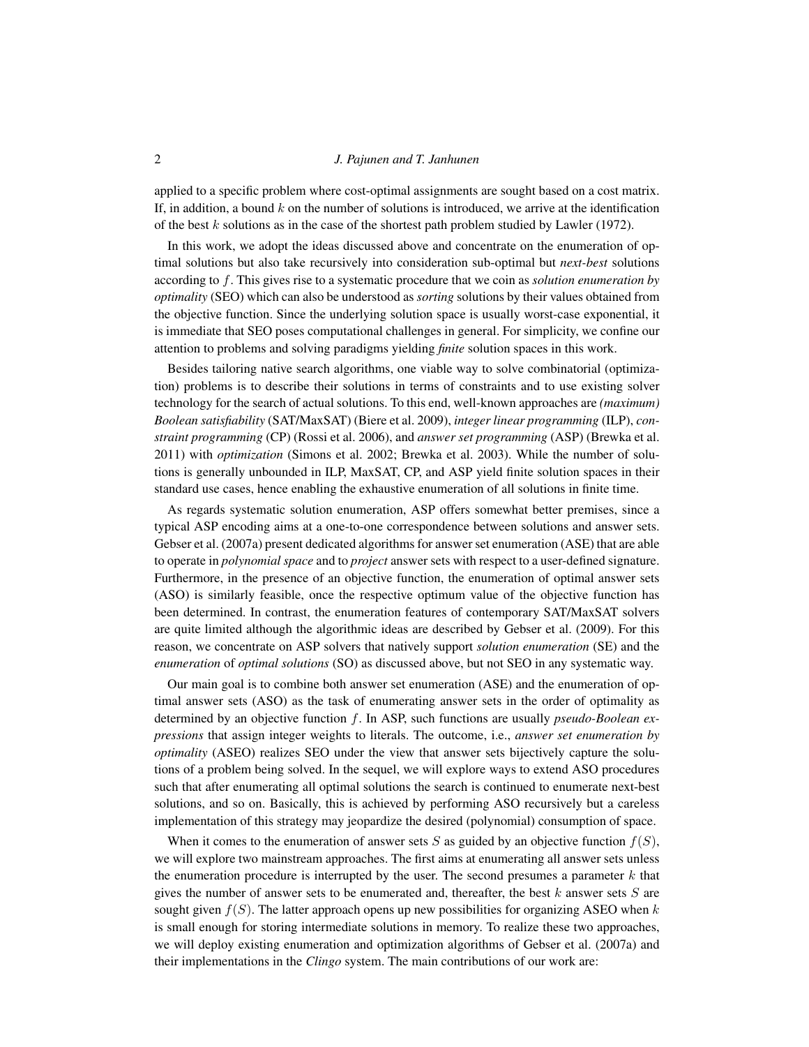applied to a specific problem where cost-optimal assignments are sought based on a cost matrix. If, in addition, a bound $k$ on the number of solutions is introduced, we arrive at the identification of the best $k$ solutions as in the case of the shortest path problem studied by Lawler (1972).

In this work, we adopt the ideas discussed above and concentrate on the enumeration of optimal solutions but also take recursively into consideration sub-optimal but *next-best* solutions according to $f$. This gives rise to a systematic procedure that we coin as *solution enumeration by optimality* (SEO) which can also be understood as *sorting* solutions by their values obtained from the objective function. Since the underlying solution space is usually worst-case exponential, it is immediate that SEO poses computational challenges in general. For simplicity, we confine our attention to problems and solving paradigms yielding *finite* solution spaces in this work.

Besides tailoring native search algorithms, one viable way to solve combinatorial (optimization) problems is to describe their solutions in terms of constraints and to use existing solver technology for the search of actual solutions. To this end, well-known approaches are *(maximum) Boolean satisfiability* (SAT/MaxSAT) (Biere et al. 2009), *integer linear programming* (ILP), *constraint programming* (CP) (Rossi et al. 2006), and *answer set programming* (ASP) (Brewka et al. 2011) with *optimization* (Simons et al. 2002; Brewka et al. 2003). While the number of solutions is generally unbounded in ILP, MaxSAT, CP, and ASP yield finite solution spaces in their standard use cases, hence enabling the exhaustive enumeration of all solutions in finite time.

As regards systematic solution enumeration, ASP offers somewhat better premises, since a typical ASP encoding aims at a one-to-one correspondence between solutions and answer sets. Gebser et al. (2007a) present dedicated algorithms for answer set enumeration (ASE) that are able to operate in *polynomial space* and to *project* answer sets with respect to a user-defined signature. Furthermore, in the presence of an objective function, the enumeration of optimal answer sets (ASO) is similarly feasible, once the respective optimum value of the objective function has been determined. In contrast, the enumeration features of contemporary SAT/MaxSAT solvers are quite limited although the algorithmic ideas are described by Gebser et al. (2009). For this reason, we concentrate on ASP solvers that natively support *solution enumeration* (SE) and the *enumeration* of *optimal solutions* (SO) as discussed above, but not SEO in any systematic way.

Our main goal is to combine both answer set enumeration (ASE) and the enumeration of optimal answer sets (ASO) as the task of enumerating answer sets in the order of optimality as determined by an objective function $f$. In ASP, such functions are usually *pseudo-Boolean expressions* that assign integer weights to literals. The outcome, i.e., *answer set enumeration by optimality* (ASEO) realizes SEO under the view that answer sets bijectively capture the solutions of a problem being solved. In the sequel, we will explore ways to extend ASO procedures such that after enumerating all optimal solutions the search is continued to enumerate next-best solutions, and so on. Basically, this is achieved by performing ASO recursively but a careless implementation of this strategy may jeopardize the desired (polynomial) consumption of space.

When it comes to the enumeration of answer sets $S$ as guided by an objective function $f(S)$, we will explore two mainstream approaches. The first aims at enumerating all answer sets unless the enumeration procedure is interrupted by the user. The second presumes a parameter $k$ that gives the number of answer sets to be enumerated and, thereafter, the best $k$ answer sets $S$ are sought given $f(S)$. The latter approach opens up new possibilities for organizing ASEO when $k$ is small enough for storing intermediate solutions in memory. To realize these two approaches, we will deploy existing enumeration and optimization algorithms of Gebser et al. (2007a) and their implementations in the *Clingo* system. The main contributions of our work are: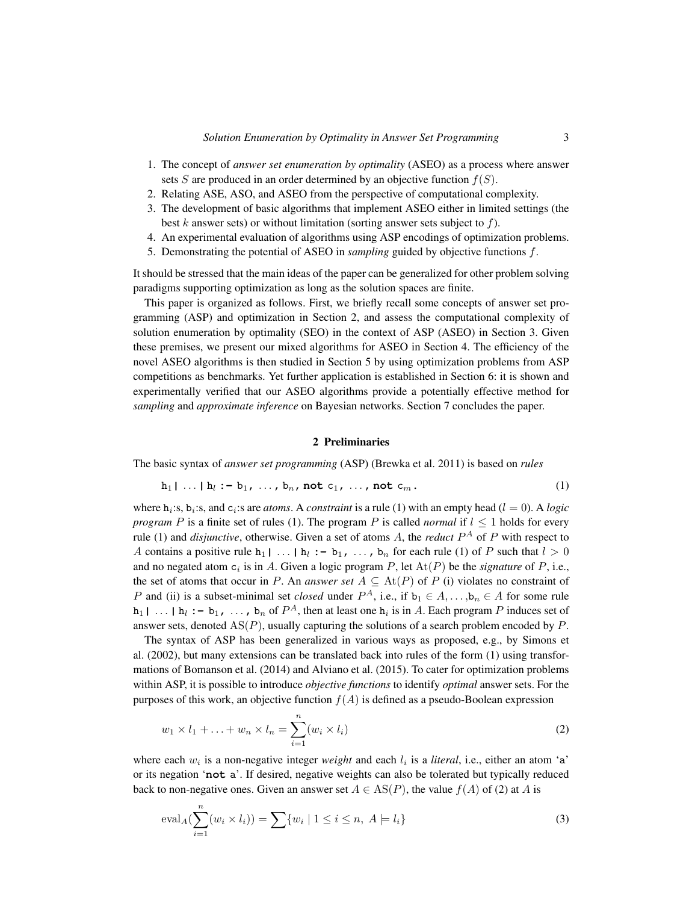1. The concept of *answer set enumeration by optimality* (ASEO) as a process where answer sets $S$ are produced in an order determined by an objective function $f(S)$.
2. Relating ASE, ASO, and ASEO from the perspective of computational complexity.
3. The development of basic algorithms that implement ASEO either in limited settings (the best $k$ answer sets) or without limitation (sorting answer sets subject to $f$).
4. An experimental evaluation of algorithms using ASP encodings of optimization problems.
5. Demonstrating the potential of ASEO in *sampling* guided by objective functions $f$.

It should be stressed that the main ideas of the paper can be generalized for other problem solving paradigms supporting optimization as long as the solution spaces are finite.

This paper is organized as follows. First, we briefly recall some concepts of answer set programming (ASP) and optimization in Section 2, and assess the computational complexity of solution enumeration by optimality (SEO) in the context of ASP (ASEO) in Section 3. Given these premises, we present our mixed algorithms for ASEO in Section 4. The efficiency of the novel ASEO algorithms is then studied in Section 5 by using optimization problems from ASP competitions as benchmarks. Yet further application is established in Section 6: it is shown and experimentally verified that our ASEO algorithms provide a potentially effective method for *sampling* and *approximate inference* on Bayesian networks. Section 7 concludes the paper.

## 2 Preliminaries

The basic syntax of *answer set programming* (ASP) (Brewka et al. 2011) is based on *rules*

$$\texttt{h}_1 \texttt{|} \ldots \texttt{|} \texttt{h}_l \texttt{ :- } \texttt{b}_1 \texttt{, } \ldots \texttt{, } \texttt{b}_n \texttt{, } \textbf{not } \texttt{c}_1 \texttt{, } \ldots \texttt{, } \textbf{not } \texttt{c}_m \texttt{.} \tag{1}$$

where $\texttt{h}_i$:s, $\texttt{b}_i$:s, and $\texttt{c}_i$:s are *atoms*. A *constraint* is a rule (1) with an empty head ($l = 0$). A *logic program* $P$ is a finite set of rules (1). The program $P$ is called *normal* if $l \leq 1$ holds for every rule (1) and *disjunctive*, otherwise. Given a set of atoms $A$, the *reduct* $P^A$ of $P$ with respect to $A$ contains a positive rule $\texttt{h}_1 \texttt{|} \ldots \texttt{|} \texttt{h}_l \texttt{ :- } \texttt{b}_1 \texttt{, } \ldots \texttt{, } \texttt{b}_n$ for each rule (1) of $P$ such that $l > 0$ and no negated atom $\texttt{c}_i$ is in $A$. Given a logic program $P$, let $\mathrm{At}(P)$ be the *signature* of $P$, i.e., the set of atoms that occur in $P$. An *answer set* $A \subseteq \mathrm{At}(P)$ of $P$ (i) violates no constraint of $P$ and (ii) is a subset-minimal set *closed* under $P^A$, i.e., if $\texttt{b}_1 \in A, \ldots, \texttt{b}_n \in A$ for some rule $\texttt{h}_1 \texttt{|} \ldots \texttt{|} \texttt{h}_l \texttt{ :- } \texttt{b}_1 \texttt{, } \ldots \texttt{, } \texttt{b}_n$ of $P^A$, then at least one $\texttt{h}_i$ is in $A$. Each program $P$ induces set of answer sets, denoted $\mathrm{AS}(P)$, usually capturing the solutions of a search problem encoded by $P$.

The syntax of ASP has been generalized in various ways as proposed, e.g., by Simons et al. (2002), but many extensions can be translated back into rules of the form (1) using transformations of Bomanson et al. (2014) and Alviano et al. (2015). To cater for optimization problems within ASP, it is possible to introduce *objective functions* to identify *optimal* answer sets. For the purposes of this work, an objective function $f(A)$ is defined as a pseudo-Boolean expression

$$w_1 \times l_1 + \ldots + w_n \times l_n = \sum_{i=1}^{n} (w_i \times l_i) \tag{2}$$

where each $w_i$ is a non-negative integer *weight* and each $l_i$ is a *literal*, i.e., either an atom '`a`' or its negation '**`not`** `a`'. If desired, negative weights can also be tolerated but typically reduced back to non-negative ones. Given an answer set $A \in \mathrm{AS}(P)$, the value $f(A)$ of (2) at $A$ is

$$\mathrm{eval}_A\Big(\sum_{i=1}^{n} (w_i \times l_i)\Big) = \sum \{w_i \mid 1 \leq i \leq n,\ A \models l_i\} \tag{3}$$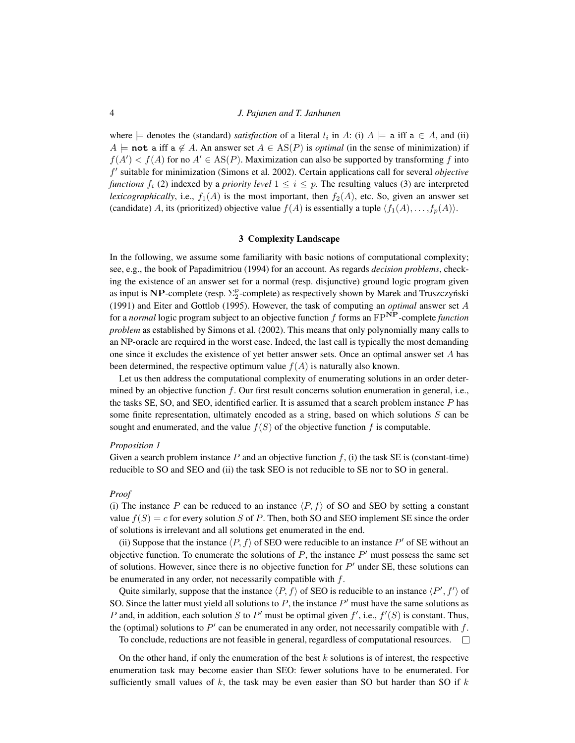where $\models$ denotes the (standard) *satisfaction* of a literal $l_i$ in $A$: (i) $A \models \texttt{a}$ iff $\texttt{a} \in A$, and (ii) $A \models \textbf{not}\ \texttt{a}$ iff $\texttt{a} \notin A$. An answer set $A \in \mathrm{AS}(P)$ is *optimal* (in the sense of minimization) if $f(A') < f(A)$ for no $A' \in \mathrm{AS}(P)$. Maximization can also be supported by transforming $f$ into $f'$ suitable for minimization (Simons et al. 2002). Certain applications call for several *objective functions* $f_i$ (2) indexed by a *priority level* $1 \leq i \leq p$. The resulting values (3) are interpreted *lexicographically*, i.e., $f_1(A)$ is the most important, then $f_2(A)$, etc. So, given an answer set (candidate) $A$, its (prioritized) objective value $f(A)$ is essentially a tuple $\langle f_1(A), \ldots, f_p(A) \rangle$.

## 3 Complexity Landscape

In the following, we assume some familiarity with basic notions of computational complexity; see, e.g., the book of Papadimitriou (1994) for an account. As regards *decision problems*, checking the existence of an answer set for a normal (resp. disjunctive) ground logic program given as input is $\mathbf{NP}$-complete (resp. $\Sigma_2^{\mathrm{p}}$-complete) as respectively shown by Marek and Truszczyński (1991) and Eiter and Gottlob (1995). However, the task of computing an *optimal* answer set $A$ for a *normal* logic program subject to an objective function $f$ forms an $\mathrm{FP}^{\mathbf{NP}}$-complete *function problem* as established by Simons et al. (2002). This means that only polynomially many calls to an NP-oracle are required in the worst case. Indeed, the last call is typically the most demanding one since it excludes the existence of yet better answer sets. Once an optimal answer set $A$ has been determined, the respective optimum value $f(A)$ is naturally also known.

Let us then address the computational complexity of enumerating solutions in an order determined by an objective function $f$. Our first result concerns solution enumeration in general, i.e., the tasks SE, SO, and SEO, identified earlier. It is assumed that a search problem instance $P$ has some finite representation, ultimately encoded as a string, based on which solutions $S$ can be sought and enumerated, and the value $f(S)$ of the objective function $f$ is computable.

*Proposition 1*

Given a search problem instance $P$ and an objective function $f$, (i) the task SE is (constant-time) reducible to SO and SEO and (ii) the task SEO is not reducible to SE nor to SO in general.

*Proof*

(i) The instance $P$ can be reduced to an instance $\langle P, f \rangle$ of SO and SEO by setting a constant value $f(S) = c$ for every solution $S$ of $P$. Then, both SO and SEO implement SE since the order of solutions is irrelevant and all solutions get enumerated in the end.

(ii) Suppose that the instance $\langle P, f \rangle$ of SEO were reducible to an instance $P'$ of SE without an objective function. To enumerate the solutions of $P$, the instance $P'$ must possess the same set of solutions. However, since there is no objective function for $P'$ under SE, these solutions can be enumerated in any order, not necessarily compatible with $f$.

Quite similarly, suppose that the instance $\langle P, f \rangle$ of SEO is reducible to an instance $\langle P', f' \rangle$ of SO. Since the latter must yield all solutions to $P$, the instance $P'$ must have the same solutions as $P$ and, in addition, each solution $S$ to $P'$ must be optimal given $f'$, i.e., $f'(S)$ is constant. Thus, the (optimal) solutions to $P'$ can be enumerated in any order, not necessarily compatible with $f$.

To conclude, reductions are not feasible in general, regardless of computational resources. □

On the other hand, if only the enumeration of the best $k$ solutions is of interest, the respective enumeration task may become easier than SEO: fewer solutions have to be enumerated. For sufficiently small values of $k$, the task may be even easier than SO but harder than SO if $k$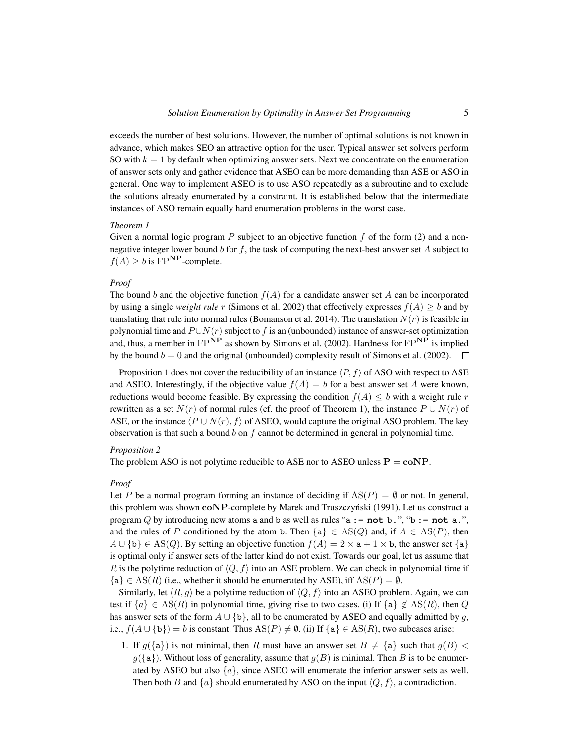exceeds the number of best solutions. However, the number of optimal solutions is not known in advance, which makes SEO an attractive option for the user. Typical answer set solvers perform SO with $k = 1$ by default when optimizing answer sets. Next we concentrate on the enumeration of answer sets only and gather evidence that ASEO can be more demanding than ASE or ASO in general. One way to implement ASEO is to use ASO repeatedly as a subroutine and to exclude the solutions already enumerated by a constraint. It is established below that the intermediate instances of ASO remain equally hard enumeration problems in the worst case.

*Theorem 1*

Given a normal logic program $P$ subject to an objective function $f$ of the form (2) and a non-negative integer lower bound $b$ for $f$, the task of computing the next-best answer set $A$ subject to $f(A) \geq b$ is $\mathrm{FP}^{\mathbf{NP}}$-complete.

*Proof*

The bound $b$ and the objective function $f(A)$ for a candidate answer set $A$ can be incorporated by using a single *weight rule* $r$ (Simons et al. 2002) that effectively expresses $f(A) \geq b$ and by translating that rule into normal rules (Bomanson et al. 2014). The translation $N(r)$ is feasible in polynomial time and $P \cup N(r)$ subject to $f$ is an (unbounded) instance of answer-set optimization and, thus, a member in $\mathrm{FP}^{\mathbf{NP}}$ as shown by Simons et al. (2002). Hardness for $\mathrm{FP}^{\mathbf{NP}}$ is implied by the bound $b = 0$ and the original (unbounded) complexity result of Simons et al. (2002). $\square$

Proposition 1 does not cover the reducibility of an instance $\langle P, f \rangle$ of ASO with respect to ASE and ASEO. Interestingly, if the objective value $f(A) = b$ for a best answer set $A$ were known, reductions would become feasible. By expressing the condition $f(A) \leq b$ with a weight rule $r$ rewritten as a set $N(r)$ of normal rules (cf. the proof of Theorem 1), the instance $P \cup N(r)$ of ASE, or the instance $\langle P \cup N(r), f \rangle$ of ASEO, would capture the original ASO problem. The key observation is that such a bound $b$ on $f$ cannot be determined in general in polynomial time.

*Proposition 2*

The problem ASO is not polytime reducible to ASE nor to ASEO unless $\mathbf{P} = \mathbf{coNP}$.

*Proof*

Let $P$ be a normal program forming an instance of deciding if $\mathrm{AS}(P) = \emptyset$ or not. In general, this problem was shown $\mathbf{coNP}$-complete by Marek and Truszczyński (1991). Let us construct a program $Q$ by introducing new atoms `a` and `b` as well as rules "`a :- not b.`", "`b :- not a.`", and the rules of $P$ conditioned by the atom `b`. Then $\{\mathtt{a}\} \in \mathrm{AS}(Q)$ and, if $A \in \mathrm{AS}(P)$, then $A \cup \{\mathtt{b}\} \in \mathrm{AS}(Q)$. By setting an objective function $f(A) = 2 \times \mathtt{a} + 1 \times \mathtt{b}$, the answer set $\{\mathtt{a}\}$ is optimal only if answer sets of the latter kind do not exist. Towards our goal, let us assume that $R$ is the polytime reduction of $\langle Q, f \rangle$ into an ASE problem. We can check in polynomial time if $\{\mathtt{a}\} \in \mathrm{AS}(R)$ (i.e., whether it should be enumerated by ASE), iff $\mathrm{AS}(P) = \emptyset$.

Similarly, let $\langle R, g \rangle$ be a polytime reduction of $\langle Q, f \rangle$ into an ASEO problem. Again, we can test if $\{a\} \in \mathrm{AS}(R)$ in polynomial time, giving rise to two cases. (i) If $\{\mathtt{a}\} \notin \mathrm{AS}(R)$, then $Q$ has answer sets of the form $A \cup \{\mathtt{b}\}$, all to be enumerated by ASEO and equally admitted by $g$, i.e., $f(A \cup \{\mathtt{b}\}) = b$ is constant. Thus $\mathrm{AS}(P) \neq \emptyset$. (ii) If $\{\mathtt{a}\} \in \mathrm{AS}(R)$, two subcases arise:

1. If $g(\{\mathtt{a}\})$ is not minimal, then $R$ must have an answer set $B \neq \{\mathtt{a}\}$ such that $g(B) < g(\{\mathtt{a}\})$. Without loss of generality, assume that $g(B)$ is minimal. Then $B$ is to be enumerated by ASEO but also $\{a\}$, since ASEO will enumerate the inferior answer sets as well. Then both $B$ and $\{a\}$ should enumerated by ASO on the input $\langle Q, f \rangle$, a contradiction.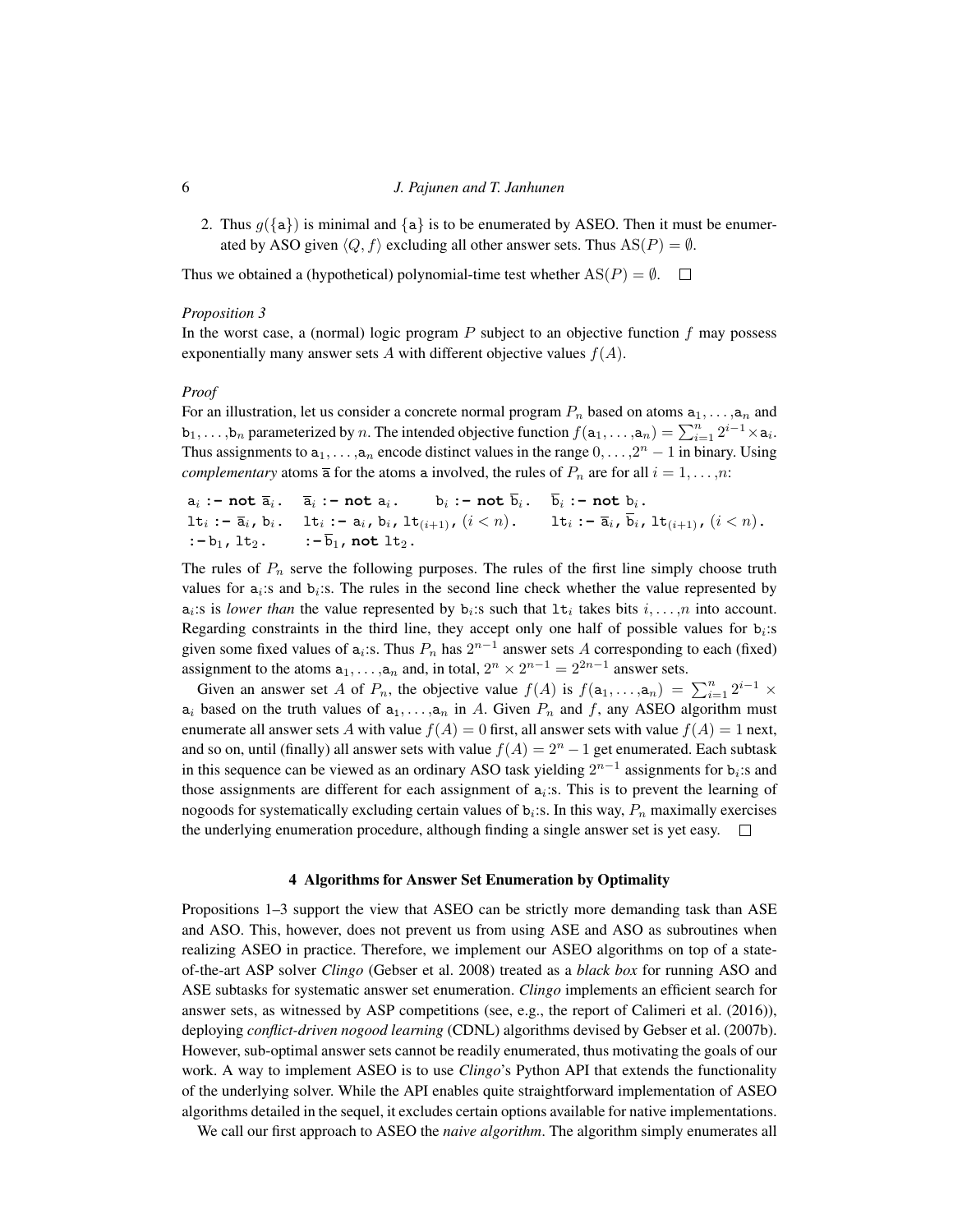2. Thus $g(\{\mathtt{a}\})$ is minimal and $\{\mathtt{a}\}$ is to be enumerated by ASEO. Then it must be enumerated by ASO given $\langle Q, f\rangle$ excluding all other answer sets. Thus $\mathrm{AS}(P) = \emptyset$.

Thus we obtained a (hypothetical) polynomial-time test whether $\mathrm{AS}(P) = \emptyset$. □

*Proposition 3*

In the worst case, a (normal) logic program $P$ subject to an objective function $f$ may possess exponentially many answer sets $A$ with different objective values $f(A)$.

*Proof*

For an illustration, let us consider a concrete normal program $P_n$ based on atoms $\mathtt{a}_1, \ldots, \mathtt{a}_n$ and $\mathtt{b}_1, \ldots, \mathtt{b}_n$ parameterized by $n$. The intended objective function $f(\mathtt{a}_1, \ldots, \mathtt{a}_n) = \sum_{i=1}^{n} 2^{i-1} \times \mathtt{a}_i$. Thus assignments to $\mathtt{a}_1, \ldots, \mathtt{a}_n$ encode distinct values in the range $0, \ldots, 2^n - 1$ in binary. Using *complementary* atoms $\overline{\mathtt{a}}$ for the atoms $\mathtt{a}$ involved, the rules of $P_n$ are for all $i = 1, \ldots, n$:

$\mathtt{a}_i$ **:- not** $\overline{\mathtt{a}}_i$. $\quad \overline{\mathtt{a}}_i$ **:- not** $\mathtt{a}_i$. $\quad \mathtt{b}_i$ **:- not** $\overline{\mathtt{b}}_i$. $\quad \overline{\mathtt{b}}_i$ **:- not** $\mathtt{b}_i$.
$\mathtt{lt}_i$ **:-** $\overline{\mathtt{a}}_i$, $\mathtt{b}_i$. $\quad \mathtt{lt}_i$ **:-** $\mathtt{a}_i$, $\mathtt{b}_i$, $\mathtt{lt}_{(i+1)}$, $(i < n)$. $\quad \mathtt{lt}_i$ **:-** $\overline{\mathtt{a}}_i$, $\overline{\mathtt{b}}_i$, $\mathtt{lt}_{(i+1)}$, $(i < n)$.
**:-** $\mathtt{b}_1$, $\mathtt{lt}_2$. $\quad$ **:-** $\overline{\mathtt{b}}_1$, **not** $\mathtt{lt}_2$.

The rules of $P_n$ serve the following purposes. The rules of the first line simply choose truth values for $\mathtt{a}_i$:s and $\mathtt{b}_i$:s. The rules in the second line check whether the value represented by $\mathtt{a}_i$:s is *lower than* the value represented by $\mathtt{b}_i$:s such that $\mathtt{lt}_i$ takes bits $i, \ldots, n$ into account. Regarding constraints in the third line, they accept only one half of possible values for $\mathtt{b}_i$:s given some fixed values of $\mathtt{a}_i$:s. Thus $P_n$ has $2^{n-1}$ answer sets $A$ corresponding to each (fixed) assignment to the atoms $\mathtt{a}_1, \ldots, \mathtt{a}_n$ and, in total, $2^n \times 2^{n-1} = 2^{2n-1}$ answer sets.

Given an answer set $A$ of $P_n$, the objective value $f(A)$ is $f(\mathtt{a}_1, \ldots, \mathtt{a}_n) = \sum_{i=1}^{n} 2^{i-1} \times \mathtt{a}_i$ based on the truth values of $\mathtt{a}_1, \ldots, \mathtt{a}_n$ in $A$. Given $P_n$ and $f$, any ASEO algorithm must enumerate all answer sets $A$ with value $f(A) = 0$ first, all answer sets with value $f(A) = 1$ next, and so on, until (finally) all answer sets with value $f(A) = 2^n - 1$ get enumerated. Each subtask in this sequence can be viewed as an ordinary ASO task yielding $2^{n-1}$ assignments for $\mathtt{b}_i$:s and those assignments are different for each assignment of $\mathtt{a}_i$:s. This is to prevent the learning of nogoods for systematically excluding certain values of $\mathtt{b}_i$:s. In this way, $P_n$ maximally exercises the underlying enumeration procedure, although finding a single answer set is yet easy. □

## 4 Algorithms for Answer Set Enumeration by Optimality

Propositions 1–3 support the view that ASEO can be strictly more demanding task than ASE and ASO. This, however, does not prevent us from using ASE and ASO as subroutines when realizing ASEO in practice. Therefore, we implement our ASEO algorithms on top of a state-of-the-art ASP solver *Clingo* (Gebser et al. 2008) treated as a *black box* for running ASO and ASE subtasks for systematic answer set enumeration. *Clingo* implements an efficient search for answer sets, as witnessed by ASP competitions (see, e.g., the report of Calimeri et al. (2016)), deploying *conflict-driven nogood learning* (CDNL) algorithms devised by Gebser et al. (2007b). However, sub-optimal answer sets cannot be readily enumerated, thus motivating the goals of our work. A way to implement ASEO is to use *Clingo*'s Python API that extends the functionality of the underlying solver. While the API enables quite straightforward implementation of ASEO algorithms detailed in the sequel, it excludes certain options available for native implementations.

We call our first approach to ASEO the *naive algorithm*. The algorithm simply enumerates all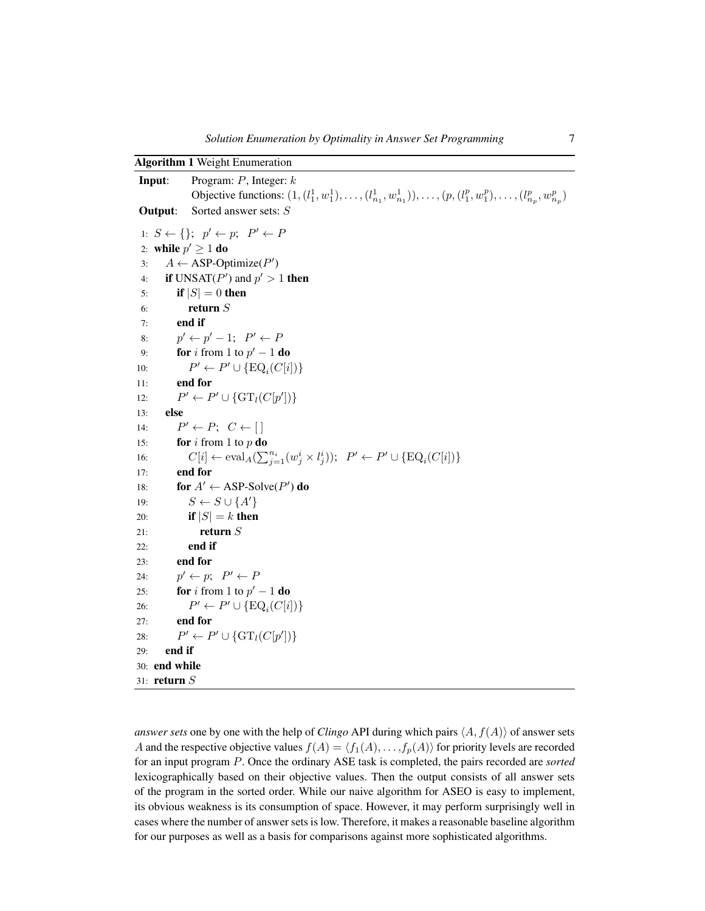**Algorithm 1** Weight Enumeration

```
Input:   Program: P, Integer: k
         Objective functions: (1, (l_1^1, w_1^1), ..., (l_{n_1}^1, w_{n_1}^1)), ..., (p, (l_1^p, w_1^p), ..., (l_{n_p}^p, w_{n_p}^p)
Output:  Sorted answer sets: S

 1: S ← {};  p' ← p;  P' ← P
 2: while p' ≥ 1 do
 3:    A ← ASP-Optimize(P')
 4:    if UNSAT(P') and p' > 1 then
 5:       if |S| = 0 then
 6:          return S
 7:       end if
 8:       p' ← p' − 1;  P' ← P
 9:       for i from 1 to p' − 1 do
10:          P' ← P' ∪ {EQ_i(C[i])}
11:       end for
12:       P' ← P' ∪ {GT_l(C[p'])}
13:    else
14:       P' ← P;  C ← [ ]
15:       for i from 1 to p do
16:          C[i] ← eval_A(Σ_{j=1}^{n_i} (w_j^i × l_j^i));  P' ← P' ∪ {EQ_i(C[i])}
17:       end for
18:       for A' ← ASP-Solve(P') do
19:          S ← S ∪ {A'}
20:          if |S| = k then
21:             return S
22:          end if
23:       end for
24:       p' ← p;  P' ← P
25:       for i from 1 to p' − 1 do
26:          P' ← P' ∪ {EQ_i(C[i])}
27:       end for
28:       P' ← P' ∪ {GT_l(C[p'])}
29:    end if
30: end while
31: return S
```

*answer sets* one by one with the help of *Clingo* API during which pairs $\langle A, f(A)\rangle$ of answer sets $A$ and the respective objective values $f(A) = \langle f_1(A), \ldots, f_p(A)\rangle$ for priority levels are recorded for an input program $P$. Once the ordinary ASE task is completed, the pairs recorded are *sorted* lexicographically based on their objective values. Then the output consists of all answer sets of the program in the sorted order. While our naive algorithm for ASEO is easy to implement, its obvious weakness is its consumption of space. However, it may perform surprisingly well in cases where the number of answer sets is low. Therefore, it makes a reasonable baseline algorithm for our purposes as well as a basis for comparisons against more sophisticated algorithms.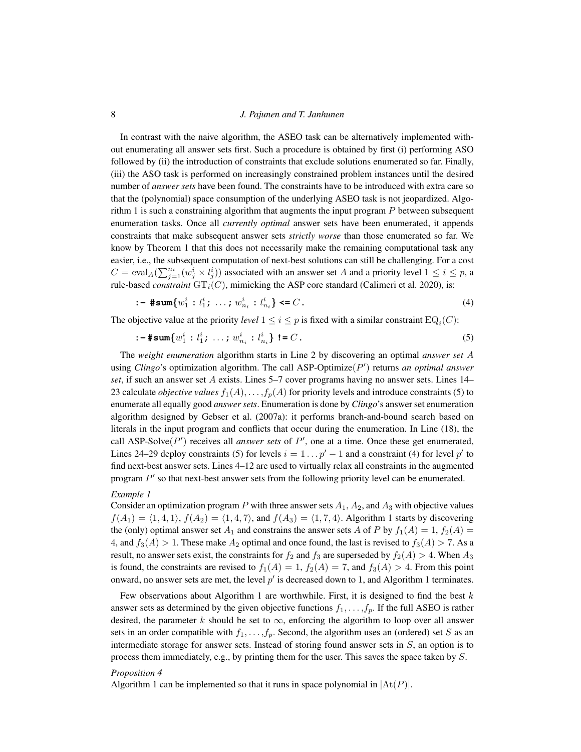In contrast with the naive algorithm, the ASEO task can be alternatively implemented without enumerating all answer sets first. Such a procedure is obtained by first (i) performing ASO followed by (ii) the introduction of constraints that exclude solutions enumerated so far. Finally, (iii) the ASO task is performed on increasingly constrained problem instances until the desired number of *answer sets* have been found. The constraints have to be introduced with extra care so that the (polynomial) space consumption of the underlying ASEO task is not jeopardized. Algorithm 1 is such a constraining algorithm that augments the input program $P$ between subsequent enumeration tasks. Once all *currently optimal* answer sets have been enumerated, it appends constraints that make subsequent answer sets *strictly worse* than those enumerated so far. We know by Theorem 1 that this does not necessarily make the remaining computational task any easier, i.e., the subsequent computation of next-best solutions can still be challenging. For a cost $C = \mathrm{eval}_A(\sum_{j=1}^{n_i}(w_j^i \times l_j^i))$ associated with an answer set $A$ and a priority level $1 \leq i \leq p$, a rule-based *constraint* $\mathrm{GT}_i(C)$, mimicking the ASP core standard (Calimeri et al. 2020), is:

$$\texttt{:- \#sum\{}w_1^i \texttt{ : } l_1^i\texttt{; } \ldots\texttt{; } w_{n_i}^i \texttt{ : } l_{n_i}^i\texttt{\} <= } C\,\texttt{.} \tag{4}$$

The objective value at the priority *level* $1 \leq i \leq p$ is fixed with a similar constraint $\mathrm{EQ}_i(C)$:

$$\texttt{:- \#sum\{}w_1^i \texttt{ : } l_1^i\texttt{; } \ldots\texttt{; } w_{n_i}^i \texttt{ : } l_{n_i}^i\texttt{\} != } C\,\texttt{.} \tag{5}$$

The *weight enumeration* algorithm starts in Line 2 by discovering an optimal *answer set* $A$ using *Clingo*'s optimization algorithm. The call ASP-Optimize$(P')$ returns *an optimal answer set*, if such an answer set $A$ exists. Lines 5–7 cover programs having no answer sets. Lines 14–23 calculate *objective values* $f_1(A), \ldots, f_p(A)$ for priority levels and introduce constraints (5) to enumerate all equally good *answer sets*. Enumeration is done by *Clingo*'s answer set enumeration algorithm designed by Gebser et al. (2007a): it performs branch-and-bound search based on literals in the input program and conflicts that occur during the enumeration. In Line (18), the call ASP-Solve$(P')$ receives all *answer sets* of $P'$, one at a time. Once these get enumerated, Lines 24–29 deploy constraints (5) for levels $i = 1 \ldots p' - 1$ and a constraint (4) for level $p'$ to find next-best answer sets. Lines 4–12 are used to virtually relax all constraints in the augmented program $P'$ so that next-best answer sets from the following priority level can be enumerated.

*Example 1*
Consider an optimization program $P$ with three answer sets $A_1$, $A_2$, and $A_3$ with objective values $f(A_1) = \langle 1, 4, 1 \rangle$, $f(A_2) = \langle 1, 4, 7 \rangle$, and $f(A_3) = \langle 1, 7, 4 \rangle$. Algorithm 1 starts by discovering the (only) optimal answer set $A_1$ and constrains the answer sets $A$ of $P$ by $f_1(A) = 1$, $f_2(A) = 4$, and $f_3(A) > 1$. These make $A_2$ optimal and once found, the last is revised to $f_3(A) > 7$. As a result, no answer sets exist, the constraints for $f_2$ and $f_3$ are superseded by $f_2(A) > 4$. When $A_3$ is found, the constraints are revised to $f_1(A) = 1$, $f_2(A) = 7$, and $f_3(A) > 4$. From this point onward, no answer sets are met, the level $p'$ is decreased down to 1, and Algorithm 1 terminates.

Few observations about Algorithm 1 are worthwhile. First, it is designed to find the best $k$ answer sets as determined by the given objective functions $f_1, \ldots, f_p$. If the full ASEO is rather desired, the parameter $k$ should be set to $\infty$, enforcing the algorithm to loop over all answer sets in an order compatible with $f_1, \ldots, f_p$. Second, the algorithm uses an (ordered) set $S$ as an intermediate storage for answer sets. Instead of storing found answer sets in $S$, an option is to process them immediately, e.g., by printing them for the user. This saves the space taken by $S$.

*Proposition 4*
Algorithm 1 can be implemented so that it runs in space polynomial in $|\mathrm{At}(P)|$.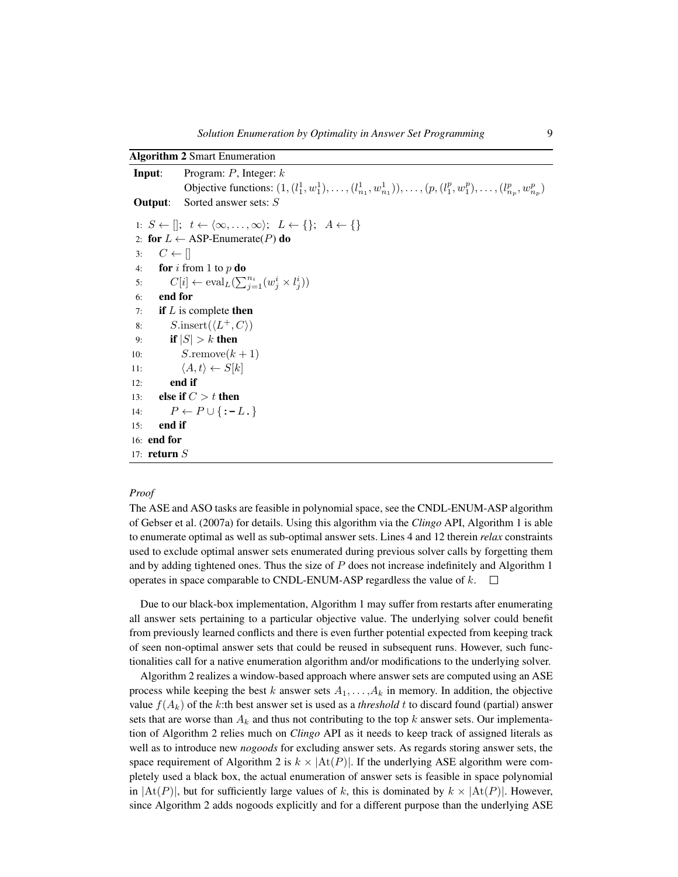**Algorithm 2** Smart Enumeration

**Input**: Program: $P$, Integer: $k$
Objective functions: $(1, (l_1^1, w_1^1), \ldots, (l_{n_1}^1, w_{n_1}^1)), \ldots, (p, (l_1^p, w_1^p), \ldots, (l_{n_p}^p, w_{n_p}^p)$

**Output**: Sorted answer sets: $S$

```
 1: S ← [];  t ← ⟨∞, ..., ∞⟩;  L ← {};  A ← {}
 2: for L ← ASP-Enumerate(P) do
 3:     C ← []
 4:     for i from 1 to p do
 5:         C[i] ← eval_L(Σ_{j=1}^{n_i} (w_j^i × l_j^i))
 6:     end for
 7:     if L is complete then
 8:         S.insert(⟨L^+, C⟩)
 9:         if |S| > k then
10:             S.remove(k + 1)
11:             ⟨A, t⟩ ← S[k]
12:         end if
13:     else if C > t then
14:         P ← P ∪ { :- L. }
15:     end if
16: end for
17: return S
```

*Proof*

The ASE and ASO tasks are feasible in polynomial space, see the CNDL-ENUM-ASP algorithm of Gebser et al. (2007a) for details. Using this algorithm via the *Clingo* API, Algorithm 1 is able to enumerate optimal as well as sub-optimal answer sets. Lines 4 and 12 therein *relax* constraints used to exclude optimal answer sets enumerated during previous solver calls by forgetting them and by adding tightened ones. Thus the size of $P$ does not increase indefinitely and Algorithm 1 operates in space comparable to CNDL-ENUM-ASP regardless the value of $k$. □

Due to our black-box implementation, Algorithm 1 may suffer from restarts after enumerating all answer sets pertaining to a particular objective value. The underlying solver could benefit from previously learned conflicts and there is even further potential expected from keeping track of seen non-optimal answer sets that could be reused in subsequent runs. However, such functionalities call for a native enumeration algorithm and/or modifications to the underlying solver.

Algorithm 2 realizes a window-based approach where answer sets are computed using an ASE process while keeping the best $k$ answer sets $A_1, \ldots, A_k$ in memory. In addition, the objective value $f(A_k)$ of the $k$:th best answer set is used as a *threshold* $t$ to discard found (partial) answer sets that are worse than $A_k$ and thus not contributing to the top $k$ answer sets. Our implementation of Algorithm 2 relies much on *Clingo* API as it needs to keep track of assigned literals as well as to introduce new *nogoods* for excluding answer sets. As regards storing answer sets, the space requirement of Algorithm 2 is $k \times |\mathrm{At}(P)|$. If the underlying ASE algorithm were completely used a black box, the actual enumeration of answer sets is feasible in space polynomial in $|\mathrm{At}(P)|$, but for sufficiently large values of $k$, this is dominated by $k \times |\mathrm{At}(P)|$. However, since Algorithm 2 adds nogoods explicitly and for a different purpose than the underlying ASE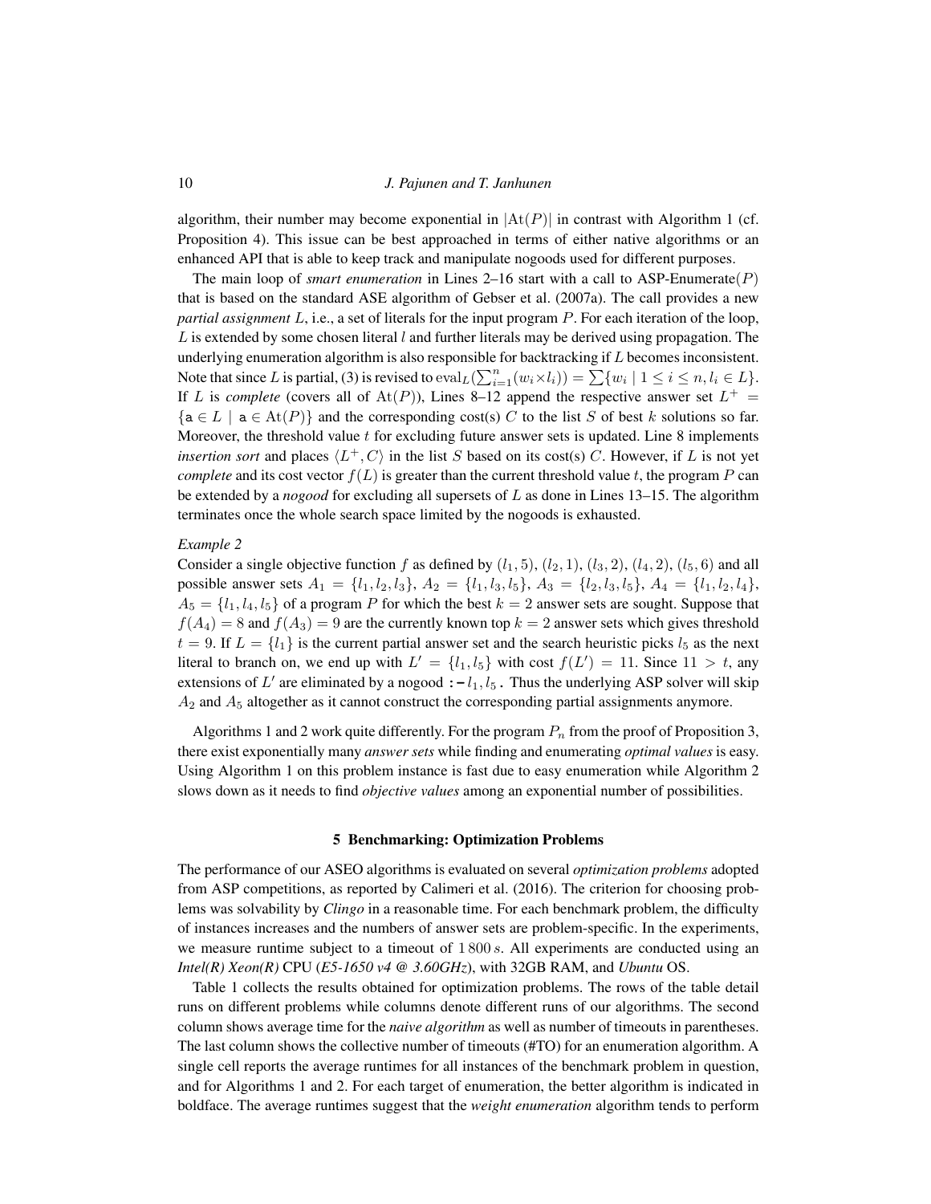algorithm, their number may become exponential in $|\mathrm{At}(P)|$ in contrast with Algorithm 1 (cf. Proposition 4). This issue can be best approached in terms of either native algorithms or an enhanced API that is able to keep track and manipulate nogoods used for different purposes.

The main loop of *smart enumeration* in Lines 2–16 start with a call to ASP-Enumerate($P$) that is based on the standard ASE algorithm of Gebser et al. (2007a). The call provides a new *partial assignment* $L$, i.e., a set of literals for the input program $P$. For each iteration of the loop, $L$ is extended by some chosen literal $l$ and further literals may be derived using propagation. The underlying enumeration algorithm is also responsible for backtracking if $L$ becomes inconsistent. Note that since $L$ is partial, (3) is revised to $\mathrm{eval}_L(\sum_{i=1}^{n}(w_i \times l_i)) = \sum\{w_i \mid 1 \leq i \leq n, l_i \in L\}$. If $L$ is *complete* (covers all of $\mathrm{At}(P)$), Lines 8–12 append the respective answer set $L^+ = \{\mathtt{a} \in L \mid \mathtt{a} \in \mathrm{At}(P)\}$ and the corresponding cost(s) $C$ to the list $S$ of best $k$ solutions so far. Moreover, the threshold value $t$ for excluding future answer sets is updated. Line 8 implements *insertion sort* and places $\langle L^+, C\rangle$ in the list $S$ based on its cost(s) $C$. However, if $L$ is not yet *complete* and its cost vector $f(L)$ is greater than the current threshold value $t$, the program $P$ can be extended by a *nogood* for excluding all supersets of $L$ as done in Lines 13–15. The algorithm terminates once the whole search space limited by the nogoods is exhausted.

*Example 2*

Consider a single objective function $f$ as defined by $(l_1, 5)$, $(l_2, 1)$, $(l_3, 2)$, $(l_4, 2)$, $(l_5, 6)$ and all possible answer sets $A_1 = \{l_1, l_2, l_3\}$, $A_2 = \{l_1, l_3, l_5\}$, $A_3 = \{l_2, l_3, l_5\}$, $A_4 = \{l_1, l_2, l_4\}$, $A_5 = \{l_1, l_4, l_5\}$ of a program $P$ for which the best $k = 2$ answer sets are sought. Suppose that $f(A_4) = 8$ and $f(A_3) = 9$ are the currently known top $k = 2$ answer sets which gives threshold $t = 9$. If $L = \{l_1\}$ is the current partial answer set and the search heuristic picks $l_5$ as the next literal to branch on, we end up with $L' = \{l_1, l_5\}$ with cost $f(L') = 11$. Since $11 > t$, any extensions of $L'$ are eliminated by a nogood $\texttt{:-}\, l_1, l_5\,\texttt{.}$ Thus the underlying ASP solver will skip $A_2$ and $A_5$ altogether as it cannot construct the corresponding partial assignments anymore.

Algorithms 1 and 2 work quite differently. For the program $P_n$ from the proof of Proposition 3, there exist exponentially many *answer sets* while finding and enumerating *optimal values* is easy. Using Algorithm 1 on this problem instance is fast due to easy enumeration while Algorithm 2 slows down as it needs to find *objective values* among an exponential number of possibilities.

## 5 Benchmarking: Optimization Problems

The performance of our ASEO algorithms is evaluated on several *optimization problems* adopted from ASP competitions, as reported by Calimeri et al. (2016). The criterion for choosing problems was solvability by *Clingo* in a reasonable time. For each benchmark problem, the difficulty of instances increases and the numbers of answer sets are problem-specific. In the experiments, we measure runtime subject to a timeout of 1 800 $s$. All experiments are conducted using an *Intel(R) Xeon(R)* CPU (*E5-1650 v4 @ 3.60GHz*), with 32GB RAM, and *Ubuntu* OS.

Table 1 collects the results obtained for optimization problems. The rows of the table detail runs on different problems while columns denote different runs of our algorithms. The second column shows average time for the *naive algorithm* as well as number of timeouts in parentheses. The last column shows the collective number of timeouts (#TO) for an enumeration algorithm. A single cell reports the average runtimes for all instances of the benchmark problem in question, and for Algorithms 1 and 2. For each target of enumeration, the better algorithm is indicated in boldface. The average runtimes suggest that the *weight enumeration* algorithm tends to perform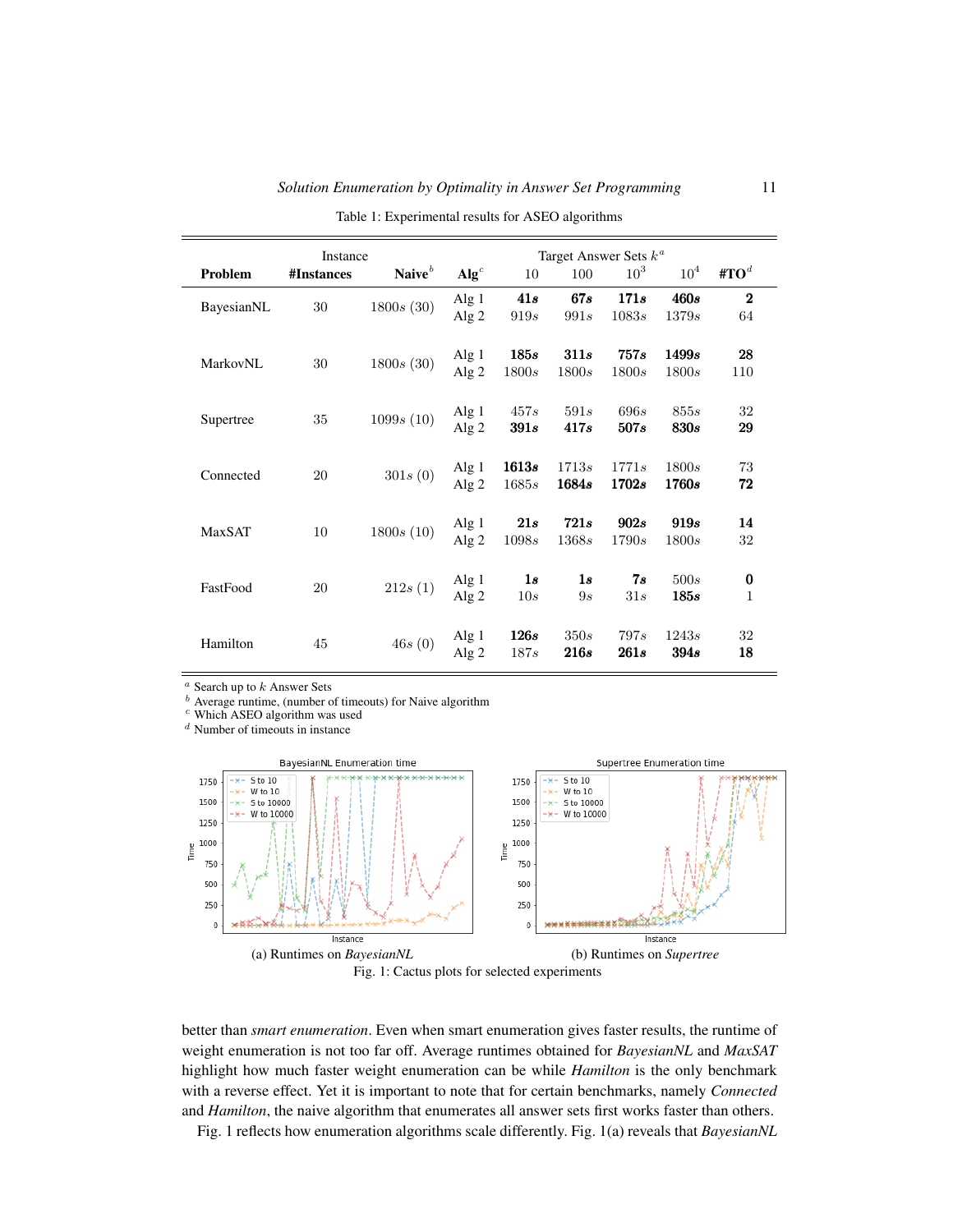Table 1: Experimental results for ASEO algorithms

| Problem | Instance #Instances | Naive[b] | Alg[c] | Target Answer Sets $k$[a] 10 | 100 | $10^3$ | $10^4$ | #TO[d] |
|---|---|---|---|---|---|---|---|---|
| BayesianNL | 30 | 1800$s$ (30) | Alg 1 | **41$s$** | **67$s$** | **171$s$** | **460$s$** | **2** |
| | | | Alg 2 | 919$s$ | 991$s$ | 1083$s$ | 1379$s$ | 64 |
| MarkovNL | 30 | 1800$s$ (30) | Alg 1 | **185$s$** | **311$s$** | **757$s$** | **1499$s$** | **28** |
| | | | Alg 2 | 1800$s$ | 1800$s$ | 1800$s$ | 1800$s$ | 110 |
| Supertree | 35 | 1099$s$ (10) | Alg 1 | 457$s$ | 591$s$ | 696$s$ | 855$s$ | 32 |
| | | | Alg 2 | **391$s$** | **417$s$** | **507$s$** | **830$s$** | **29** |
| Connected | 20 | 301$s$ (0) | Alg 1 | **1613$s$** | 1713$s$ | 1771$s$ | 1800$s$ | 73 |
| | | | Alg 2 | 1685$s$ | **1684$s$** | **1702$s$** | **1760$s$** | **72** |
| MaxSAT | 10 | 1800$s$ (10) | Alg 1 | **21$s$** | **721$s$** | **902$s$** | **919$s$** | **14** |
| | | | Alg 2 | 1098$s$ | 1368$s$ | 1790$s$ | 1800$s$ | 32 |
| FastFood | 20 | 212$s$ (1) | Alg 1 | **1$s$** | **1$s$** | **7$s$** | 500$s$ | **0** |
| | | | Alg 2 | 10$s$ | 9$s$ | 31$s$ | **185$s$** | 1 |
| Hamilton | 45 | 46$s$ (0) | Alg 1 | **126$s$** | 350$s$ | 797$s$ | 1243$s$ | 32 |
| | | | Alg 2 | 187$s$ | **216$s$** | **261$s$** | **394$s$** | **18** |

[a] Search up to $k$ Answer Sets
[b] Average runtime, (number of timeouts) for Naive algorithm
[c] Which ASEO algorithm was used
[d] Number of timeouts in instance

(a) Runtimes on *BayesianNL*

(b) Runtimes on *Supertree*

Fig. 1: Cactus plots for selected experiments

better than *smart enumeration*. Even when smart enumeration gives faster results, the runtime of weight enumeration is not too far off. Average runtimes obtained for *BayesianNL* and *MaxSAT* highlight how much faster weight enumeration can be while *Hamilton* is the only benchmark with a reverse effect. Yet it is important to note that for certain benchmarks, namely *Connected* and *Hamilton*, the naive algorithm that enumerates all answer sets first works faster than others.

Fig. 1 reflects how enumeration algorithms scale differently. Fig. 1(a) reveals that *BayesianNL*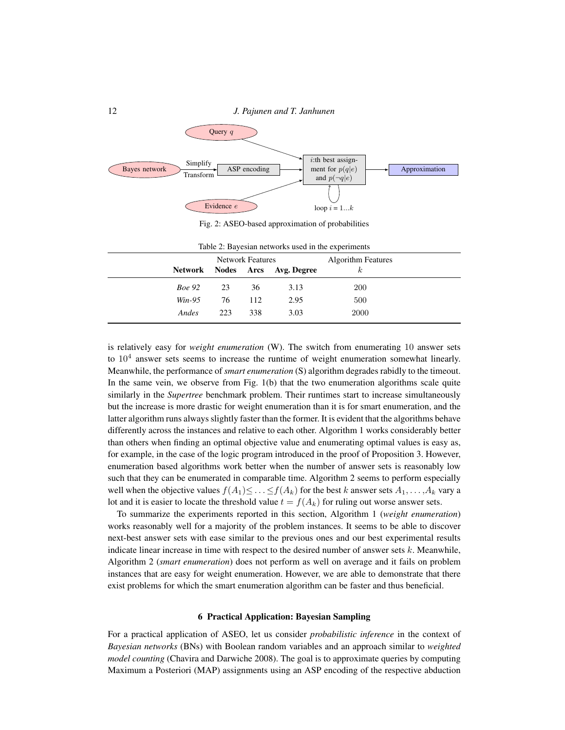Fig. 2: ASEO-based approximation of probabilities

Table 2: Bayesian networks used in the experiments

| | Network Features | | | Algorithm Features |
|---|---|---|---|---|
| **Network** | **Nodes** | **Arcs** | **Avg. Degree** | $k$ |
| *Boe 92* | 23 | 36 | 3.13 | 200 |
| *Win-95* | 76 | 112 | 2.95 | 500 |
| *Andes* | 223 | 338 | 3.03 | 2000 |

is relatively easy for *weight enumeration* (W). The switch from enumerating 10 answer sets to $10^4$ answer sets seems to increase the runtime of weight enumeration somewhat linearly. Meanwhile, the performance of *smart enumeration* (S) algorithm degrades rabidly to the timeout. In the same vein, we observe from Fig. 1(b) that the two enumeration algorithms scale quite similarly in the *Supertree* benchmark problem. Their runtimes start to increase simultaneously but the increase is more drastic for weight enumeration than it is for smart enumeration, and the latter algorithm runs always slightly faster than the former. It is evident that the algorithms behave differently across the instances and relative to each other. Algorithm 1 works considerably better than others when finding an optimal objective value and enumerating optimal values is easy as, for example, in the case of the logic program introduced in the proof of Proposition 3. However, enumeration based algorithms work better when the number of answer sets is reasonably low such that they can be enumerated in comparable time. Algorithm 2 seems to perform especially well when the objective values $f(A_1) \leq \ldots \leq f(A_k)$ for the best $k$ answer sets $A_1, \ldots, A_k$ vary a lot and it is easier to locate the threshold value $t = f(A_k)$ for ruling out worse answer sets.

To summarize the experiments reported in this section, Algorithm 1 (*weight enumeration*) works reasonably well for a majority of the problem instances. It seems to be able to discover next-best answer sets with ease similar to the previous ones and our best experimental results indicate linear increase in time with respect to the desired number of answer sets $k$. Meanwhile, Algorithm 2 (*smart enumeration*) does not perform as well on average and it fails on problem instances that are easy for weight enumeration. However, we are able to demonstrate that there exist problems for which the smart enumeration algorithm can be faster and thus beneficial.

## 6 Practical Application: Bayesian Sampling

For a practical application of ASEO, let us consider *probabilistic inference* in the context of *Bayesian networks* (BNs) with Boolean random variables and an approach similar to *weighted model counting* (Chavira and Darwiche 2008). The goal is to approximate queries by computing Maximum a Posteriori (MAP) assignments using an ASP encoding of the respective abduction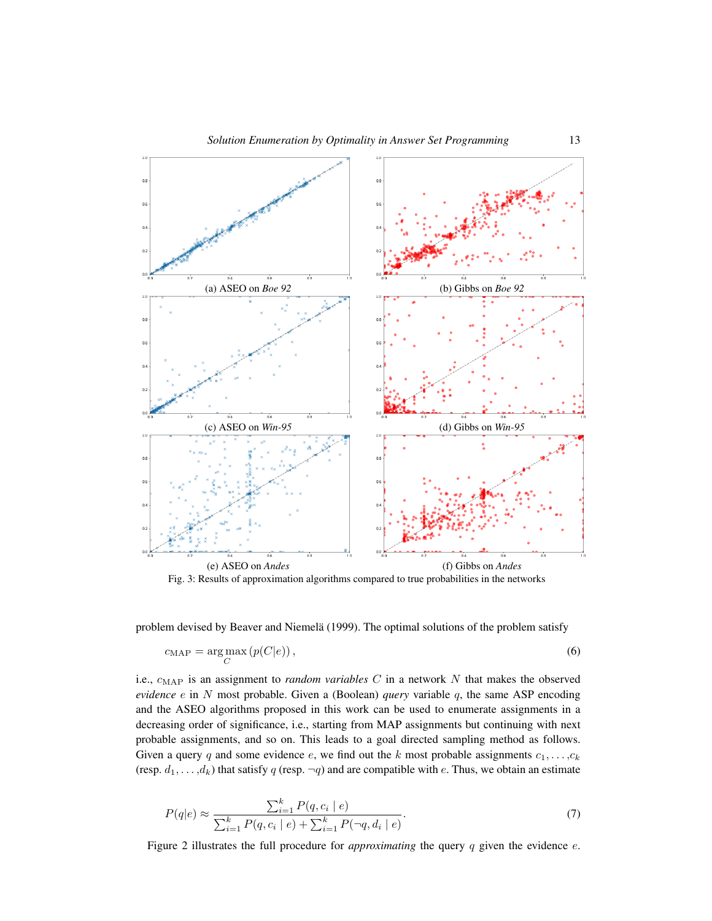(a) ASEO on *Boe 92*

(b) Gibbs on *Boe 92*

(c) ASEO on *Win-95*

(d) Gibbs on *Win-95*

(e) ASEO on *Andes*

(f) Gibbs on *Andes*

Fig. 3: Results of approximation algorithms compared to true probabilities in the networks

problem devised by Beaver and Niemelä (1999). The optimal solutions of the problem satisfy

$$c_{\text{MAP}} = \arg\max_{C} \left(p(C|e)\right), \tag{6}$$

i.e., $c_{\text{MAP}}$ is an assignment to *random variables* $C$ in a network $N$ that makes the observed *evidence* $e$ in $N$ most probable. Given a (Boolean) *query* variable $q$, the same ASP encoding and the ASEO algorithms proposed in this work can be used to enumerate assignments in a decreasing order of significance, i.e., starting from MAP assignments but continuing with next probable assignments, and so on. This leads to a goal directed sampling method as follows. Given a query $q$ and some evidence $e$, we find out the $k$ most probable assignments $c_1, \ldots, c_k$ (resp. $d_1, \ldots, d_k$) that satisfy $q$ (resp. $\neg q$) and are compatible with $e$. Thus, we obtain an estimate

$$P(q|e) \approx \frac{\sum_{i=1}^{k} P(q, c_i \mid e)}{\sum_{i=1}^{k} P(q, c_i \mid e) + \sum_{i=1}^{k} P(\neg q, d_i \mid e)}. \tag{7}$$

Figure 2 illustrates the full procedure for *approximating* the query $q$ given the evidence $e$.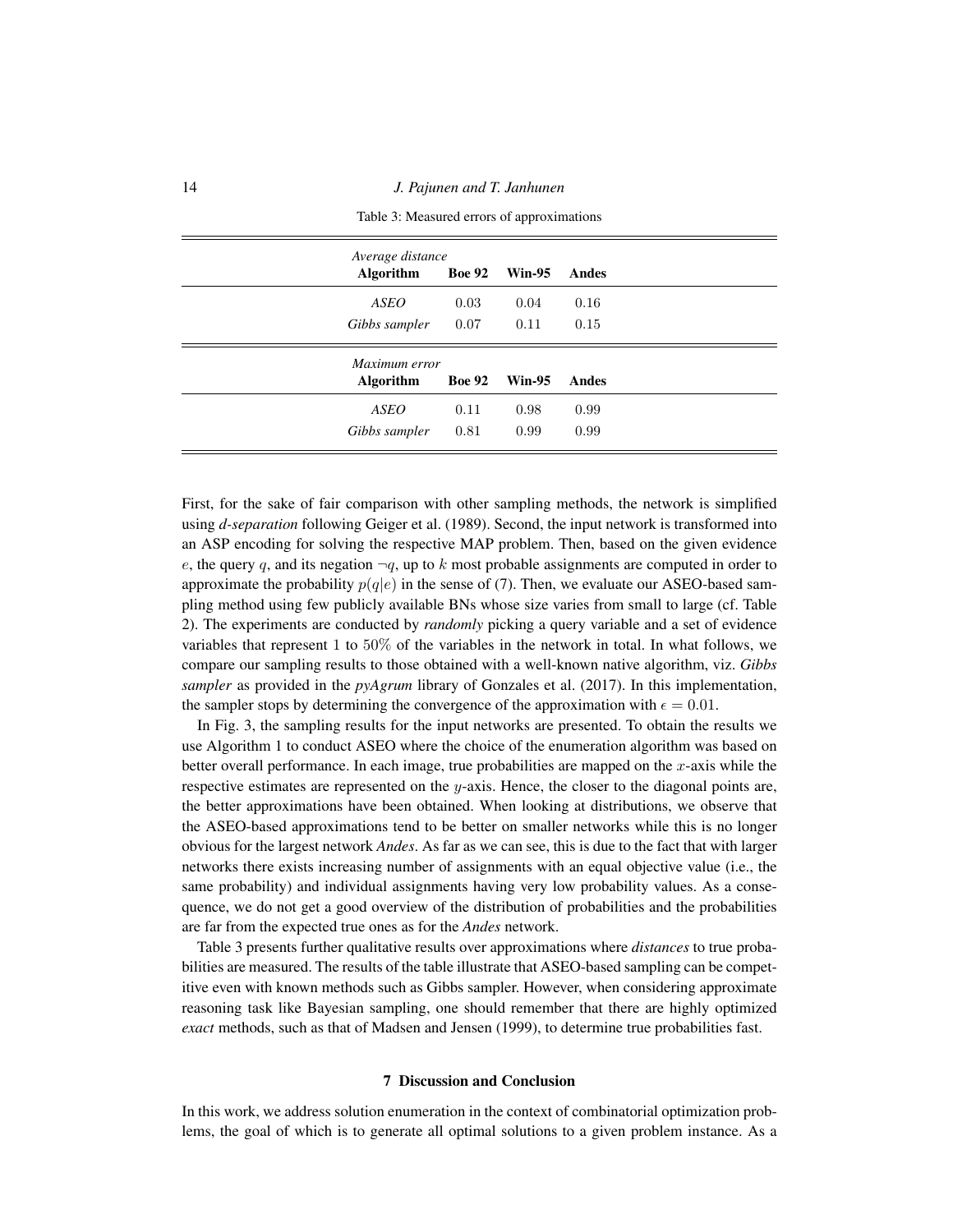Table 3: Measured errors of approximations

| *Average distance* | | | |
|---|---|---|---|
| **Algorithm** | **Boe 92** | **Win-95** | **Andes** |
| *ASEO* | 0.03 | 0.04 | 0.16 |
| *Gibbs sampler* | 0.07 | 0.11 | 0.15 |

| *Maximum error* | | | |
|---|---|---|---|
| **Algorithm** | **Boe 92** | **Win-95** | **Andes** |
| *ASEO* | 0.11 | 0.98 | 0.99 |
| *Gibbs sampler* | 0.81 | 0.99 | 0.99 |

First, for the sake of fair comparison with other sampling methods, the network is simplified using *d-separation* following Geiger et al. (1989). Second, the input network is transformed into an ASP encoding for solving the respective MAP problem. Then, based on the given evidence $e$, the query $q$, and its negation $\neg q$, up to $k$ most probable assignments are computed in order to approximate the probability $p(q|e)$ in the sense of (7). Then, we evaluate our ASEO-based sampling method using few publicly available BNs whose size varies from small to large (cf. Table 2). The experiments are conducted by *randomly* picking a query variable and a set of evidence variables that represent 1 to 50% of the variables in the network in total. In what follows, we compare our sampling results to those obtained with a well-known native algorithm, viz. *Gibbs sampler* as provided in the *pyAgrum* library of Gonzales et al. (2017). In this implementation, the sampler stops by determining the convergence of the approximation with $\epsilon = 0.01$.

In Fig. 3, the sampling results for the input networks are presented. To obtain the results we use Algorithm 1 to conduct ASEO where the choice of the enumeration algorithm was based on better overall performance. In each image, true probabilities are mapped on the $x$-axis while the respective estimates are represented on the $y$-axis. Hence, the closer to the diagonal points are, the better approximations have been obtained. When looking at distributions, we observe that the ASEO-based approximations tend to be better on smaller networks while this is no longer obvious for the largest network *Andes*. As far as we can see, this is due to the fact that with larger networks there exists increasing number of assignments with an equal objective value (i.e., the same probability) and individual assignments having very low probability values. As a consequence, we do not get a good overview of the distribution of probabilities and the probabilities are far from the expected true ones as for the *Andes* network.

Table 3 presents further qualitative results over approximations where *distances* to true probabilities are measured. The results of the table illustrate that ASEO-based sampling can be competitive even with known methods such as Gibbs sampler. However, when considering approximate reasoning task like Bayesian sampling, one should remember that there are highly optimized *exact* methods, such as that of Madsen and Jensen (1999), to determine true probabilities fast.

## 7 Discussion and Conclusion

In this work, we address solution enumeration in the context of combinatorial optimization problems, the goal of which is to generate all optimal solutions to a given problem instance. As a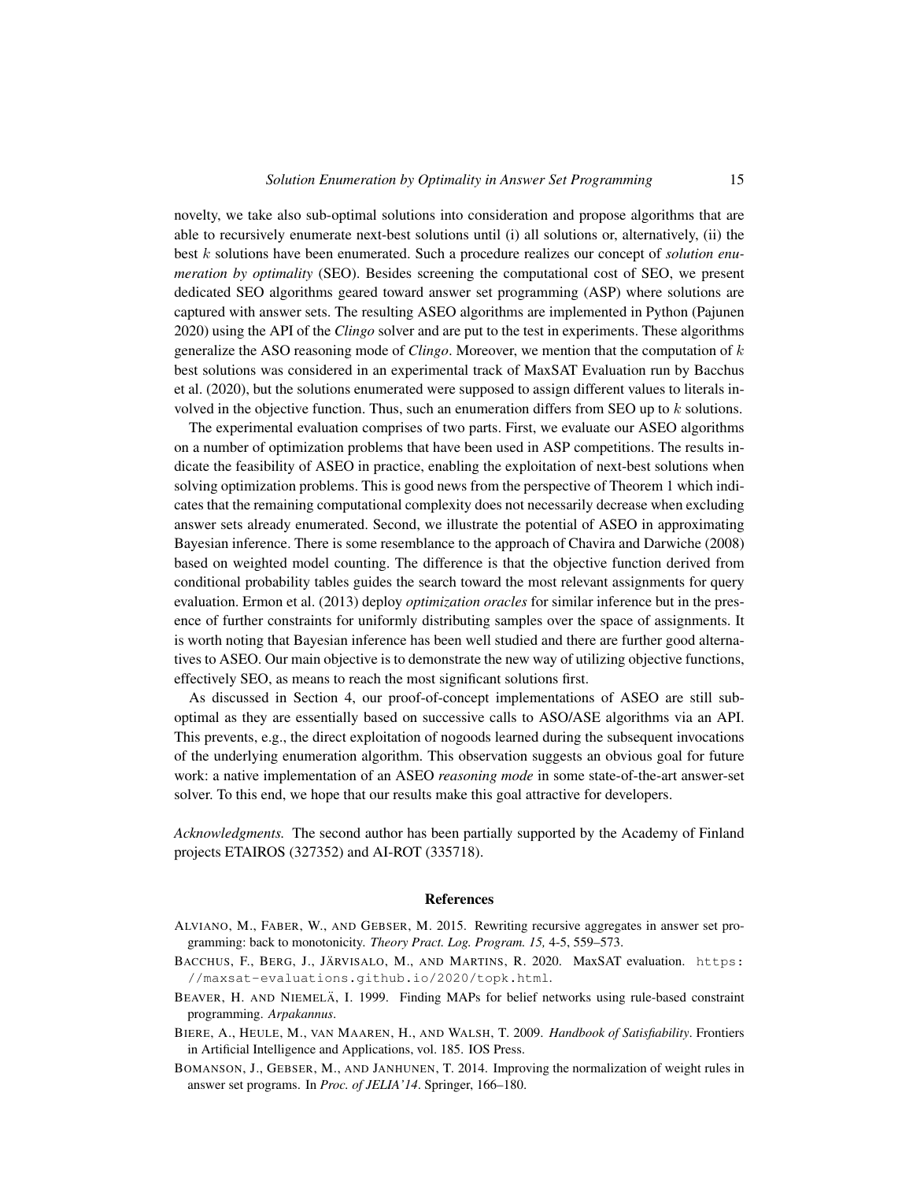novelty, we take also sub-optimal solutions into consideration and propose algorithms that are able to recursively enumerate next-best solutions until (i) all solutions or, alternatively, (ii) the best $k$ solutions have been enumerated. Such a procedure realizes our concept of *solution enumeration by optimality* (SEO). Besides screening the computational cost of SEO, we present dedicated SEO algorithms geared toward answer set programming (ASP) where solutions are captured with answer sets. The resulting ASEO algorithms are implemented in Python (Pajunen 2020) using the API of the *Clingo* solver and are put to the test in experiments. These algorithms generalize the ASO reasoning mode of *Clingo*. Moreover, we mention that the computation of $k$ best solutions was considered in an experimental track of MaxSAT Evaluation run by Bacchus et al. (2020), but the solutions enumerated were supposed to assign different values to literals involved in the objective function. Thus, such an enumeration differs from SEO up to $k$ solutions.

The experimental evaluation comprises of two parts. First, we evaluate our ASEO algorithms on a number of optimization problems that have been used in ASP competitions. The results indicate the feasibility of ASEO in practice, enabling the exploitation of next-best solutions when solving optimization problems. This is good news from the perspective of Theorem 1 which indicates that the remaining computational complexity does not necessarily decrease when excluding answer sets already enumerated. Second, we illustrate the potential of ASEO in approximating Bayesian inference. There is some resemblance to the approach of Chavira and Darwiche (2008) based on weighted model counting. The difference is that the objective function derived from conditional probability tables guides the search toward the most relevant assignments for query evaluation. Ermon et al. (2013) deploy *optimization oracles* for similar inference but in the presence of further constraints for uniformly distributing samples over the space of assignments. It is worth noting that Bayesian inference has been well studied and there are further good alternatives to ASEO. Our main objective is to demonstrate the new way of utilizing objective functions, effectively SEO, as means to reach the most significant solutions first.

As discussed in Section 4, our proof-of-concept implementations of ASEO are still sub-optimal as they are essentially based on successive calls to ASO/ASE algorithms via an API. This prevents, e.g., the direct exploitation of nogoods learned during the subsequent invocations of the underlying enumeration algorithm. This observation suggests an obvious goal for future work: a native implementation of an ASEO *reasoning mode* in some state-of-the-art answer-set solver. To this end, we hope that our results make this goal attractive for developers.

*Acknowledgments.* The second author has been partially supported by the Academy of Finland projects ETAIROS (327352) and AI-ROT (335718).

## References

Alviano, M., Faber, W., and Gebser, M. 2015. Rewriting recursive aggregates in answer set programming: back to monotonicity. *Theory Pract. Log. Program. 15,* 4-5, 559–573.

Bacchus, F., Berg, J., Järvisalo, M., and Martins, R. 2020. MaxSAT evaluation. https://maxsat-evaluations.github.io/2020/topk.html.

Beaver, H. and Niemelä, I. 1999. Finding MAPs for belief networks using rule-based constraint programming. *Arpakannus*.

Biere, A., Heule, M., van Maaren, H., and Walsh, T. 2009. *Handbook of Satisfiability*. Frontiers in Artificial Intelligence and Applications, vol. 185. IOS Press.

Bomanson, J., Gebser, M., and Janhunen, T. 2014. Improving the normalization of weight rules in answer set programs. In *Proc. of JELIA'14*. Springer, 166–180.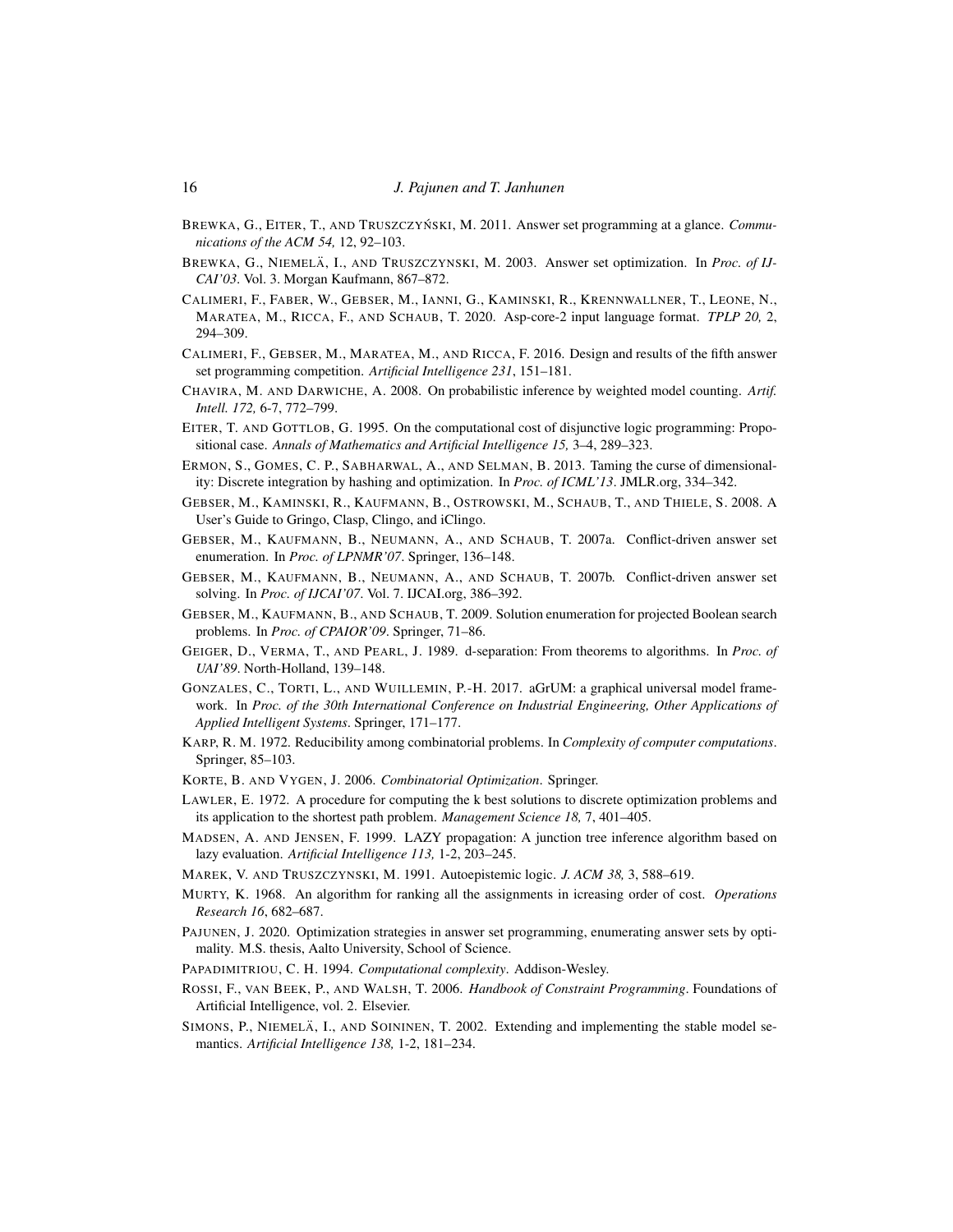Brewka, G., Eiter, T., and Truszczyński, M. 2011. Answer set programming at a glance. *Communications of the ACM 54,* 12, 92–103.

Brewka, G., Niemelä, I., and Truszczynski, M. 2003. Answer set optimization. In *Proc. of IJCAI'03*. Vol. 3. Morgan Kaufmann, 867–872.

Calimeri, F., Faber, W., Gebser, M., Ianni, G., Kaminski, R., Krennwallner, T., Leone, N., Maratea, M., Ricca, F., and Schaub, T. 2020. Asp-core-2 input language format. *TPLP 20,* 2, 294–309.

Calimeri, F., Gebser, M., Maratea, M., and Ricca, F. 2016. Design and results of the fifth answer set programming competition. *Artificial Intelligence 231*, 151–181.

Chavira, M. and Darwiche, A. 2008. On probabilistic inference by weighted model counting. *Artif. Intell. 172,* 6-7, 772–799.

Eiter, T. and Gottlob, G. 1995. On the computational cost of disjunctive logic programming: Propositional case. *Annals of Mathematics and Artificial Intelligence 15,* 3–4, 289–323.

Ermon, S., Gomes, C. P., Sabharwal, A., and Selman, B. 2013. Taming the curse of dimensionality: Discrete integration by hashing and optimization. In *Proc. of ICML'13*. JMLR.org, 334–342.

Gebser, M., Kaminski, R., Kaufmann, B., Ostrowski, M., Schaub, T., and Thiele, S. 2008. A User's Guide to Gringo, Clasp, Clingo, and iClingo.

Gebser, M., Kaufmann, B., Neumann, A., and Schaub, T. 2007a. Conflict-driven answer set enumeration. In *Proc. of LPNMR'07*. Springer, 136–148.

Gebser, M., Kaufmann, B., Neumann, A., and Schaub, T. 2007b. Conflict-driven answer set solving. In *Proc. of IJCAI'07*. Vol. 7. IJCAI.org, 386–392.

Gebser, M., Kaufmann, B., and Schaub, T. 2009. Solution enumeration for projected Boolean search problems. In *Proc. of CPAIOR'09*. Springer, 71–86.

Geiger, D., Verma, T., and Pearl, J. 1989. d-separation: From theorems to algorithms. In *Proc. of UAI'89*. North-Holland, 139–148.

Gonzales, C., Torti, L., and Wuillemin, P.-H. 2017. aGrUM: a graphical universal model framework. In *Proc. of the 30th International Conference on Industrial Engineering, Other Applications of Applied Intelligent Systems*. Springer, 171–177.

Karp, R. M. 1972. Reducibility among combinatorial problems. In *Complexity of computer computations*. Springer, 85–103.

Korte, B. and Vygen, J. 2006. *Combinatorial Optimization*. Springer.

Lawler, E. 1972. A procedure for computing the k best solutions to discrete optimization problems and its application to the shortest path problem. *Management Science 18,* 7, 401–405.

Madsen, A. and Jensen, F. 1999. LAZY propagation: A junction tree inference algorithm based on lazy evaluation. *Artificial Intelligence 113,* 1-2, 203–245.

Marek, V. and Truszczynski, M. 1991. Autoepistemic logic. *J. ACM 38,* 3, 588–619.

Murty, K. 1968. An algorithm for ranking all the assignments in icreasing order of cost. *Operations Research 16*, 682–687.

Pajunen, J. 2020. Optimization strategies in answer set programming, enumerating answer sets by optimality. M.S. thesis, Aalto University, School of Science.

Papadimitriou, C. H. 1994. *Computational complexity*. Addison-Wesley.

Rossi, F., van Beek, P., and Walsh, T. 2006. *Handbook of Constraint Programming*. Foundations of Artificial Intelligence, vol. 2. Elsevier.

Simons, P., Niemelä, I., and Soininen, T. 2002. Extending and implementing the stable model semantics. *Artificial Intelligence 138,* 1-2, 181–234.